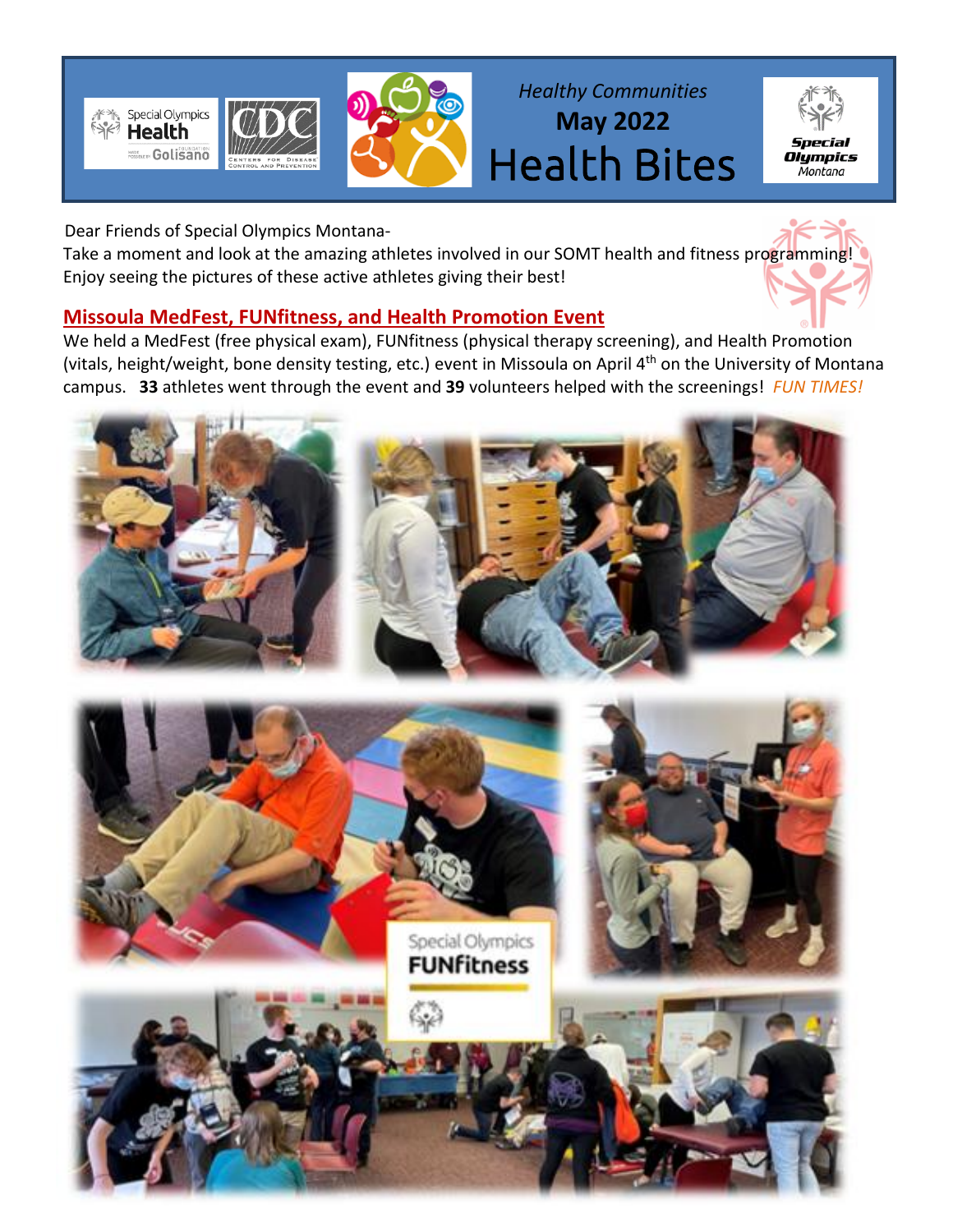*Healthy Communities*

**May 2022**

# Health Bites

Dear Friends of Special Olympics Montana-

Take a moment and look at the amazing athletes involved in our SOMT health and fitness programming! Enjoy seeing the pictures of these active athletes giving their best!

## Missoula MedFest, FUNfitness, and Health Promotion Event

We held a MedFest (free physical exam), FUNfitness (physical therapy screening), and Health Promotion (vitals, height/weight, bone density testing, etc.) event in Missoula on April 4th on the University of Montana campus. **33** athletes went through the event and **39** volunteers helped with the screenings! *FUN TIMES!*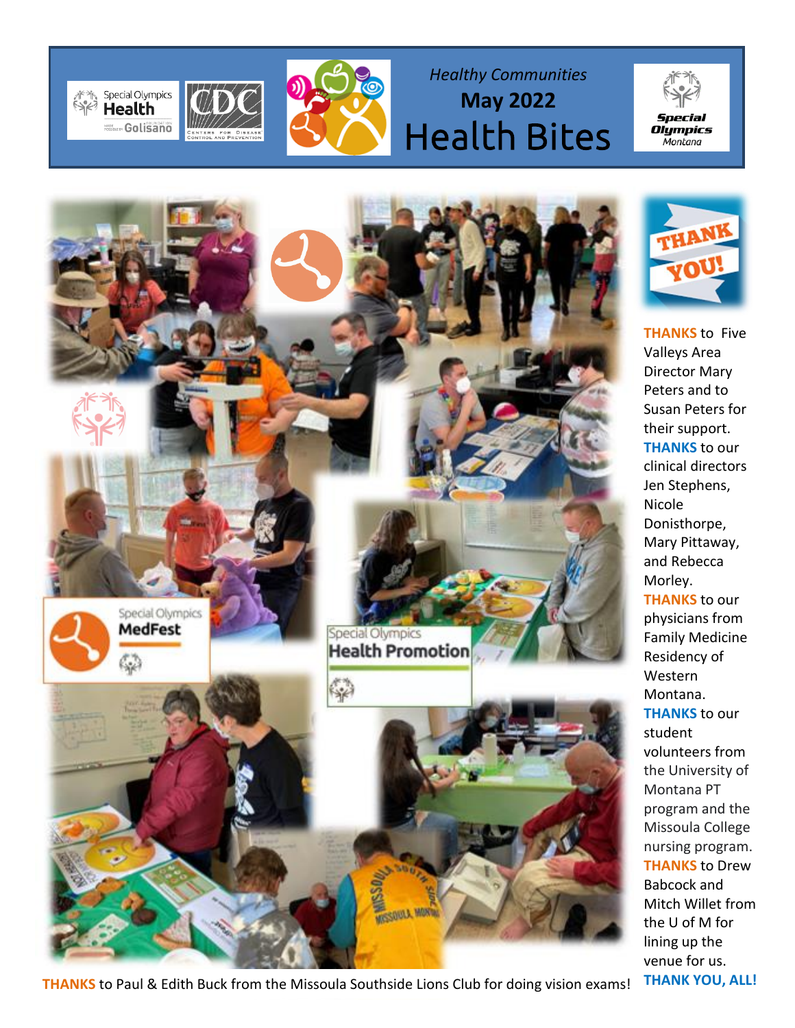*Healthy Communities*

**May 2022**

# Health Bites

**THANKS** to Five Valleys Area Director Mary Peters and to Susan Peters for their support.

**THANKS** to our clinical directors Jen Stephens, Nicole Donisthorpe, Mary Pittaway, and Rebecca Morley.

**THANKS** to our physicians from Family Medicine Residency of Western Montana.

**THANKS** to our student volunteers from the University of Montana PT program and the Missoula College nursing program.

**THANKS** to Drew Babcock and Mitch Willet from the U of M for lining up the venue for us.

**THANK YOU, ALL!**

**THANKS** to Paul & Edith Buck from the Missoula Southside Lions Club for doing vision exams!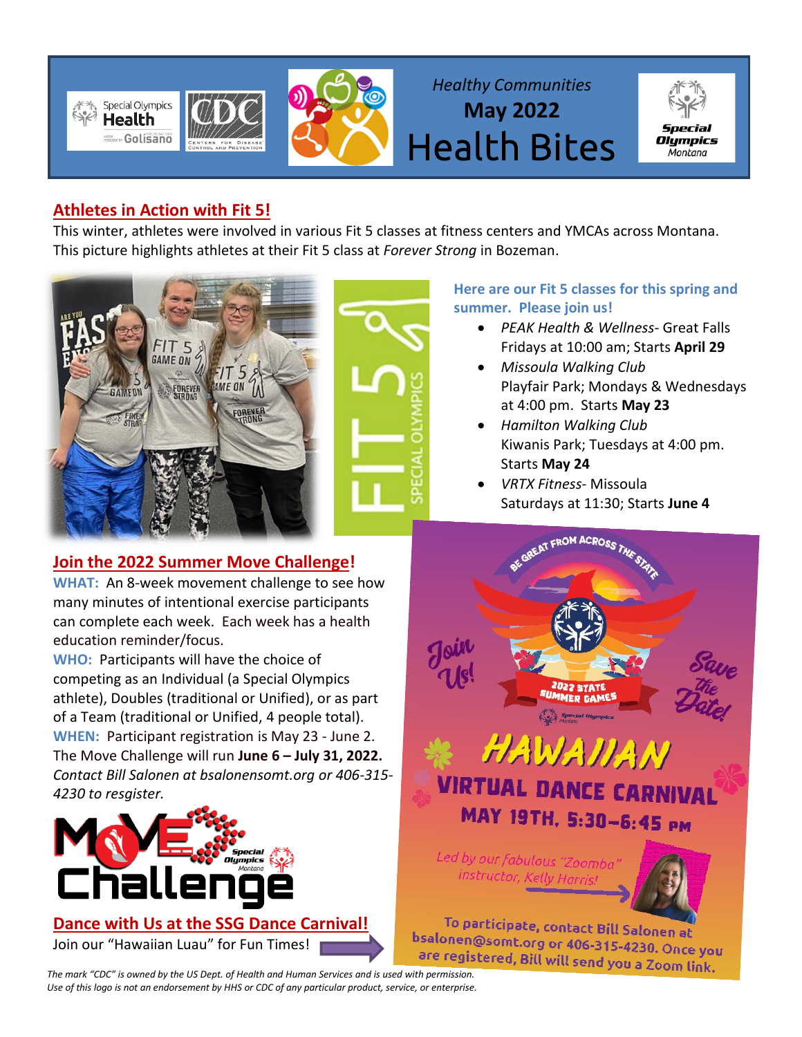*Healthy Communities*

**May 2022**

# Health Bites

## Athletes in Action with Fit 5!

This winter, athletes were involved in various Fit 5 classes at fitness centers and YMCAs across Montana. This picture highlights athletes at their Fit 5 class at *Forever Strong* in Bozeman.

**Here are our Fit 5 classes for this spring and summer. Please join us!**

- *PEAK Health & Wellness*- Great Falls
  Fridays at 10:00 am; Starts **April 29**
- *Missoula Walking Club*
  Playfair Park; Mondays & Wednesdays at 4:00 pm. Starts **May 23**
- *Hamilton Walking Club*
  Kiwanis Park; Tuesdays at 4:00 pm. Starts **May 24**
- *VRTX Fitness*- Missoula
  Saturdays at 11:30; Starts **June 4**

## Join the 2022 Summer Move Challenge!

**WHAT:** An 8-week movement challenge to see how many minutes of intentional exercise participants can complete each week. Each week has a health education reminder/focus.

**WHO:** Participants will have the choice of competing as an Individual (a Special Olympics athlete), Doubles (traditional or Unified), or as part of a Team (traditional or Unified, 4 people total).

**WHEN:** Participant registration is May 23 - June 2. The Move Challenge will run **June 6 – July 31, 2022.**

*Contact Bill Salonen at bsalonensomt.org or 406-315-4230 to resgister.*

## Dance with Us at the SSG Dance Carnival!

Join our "Hawaiian Luau" for Fun Times!

BE GREAT FROM ACROSS THE STATE

Join Us!

2022 STATE SUMMER GAMES

Save the Date!

**HAWAIIAN VIRTUAL DANCE CARNIVAL**

**MAY 19TH, 5:30–6:45 PM**

Led by our fabulous "Zoomba" instructor, Kelly Harris!

To participate, contact Bill Salonen at bsalonen@somt.org or 406-315-4230. Once you are registered, Bill will send you a Zoom link.

*The mark "CDC" is owned by the US Dept. of Health and Human Services and is used with permission. Use of this logo is not an endorsement by HHS or CDC of any particular product, service, or enterprise.*